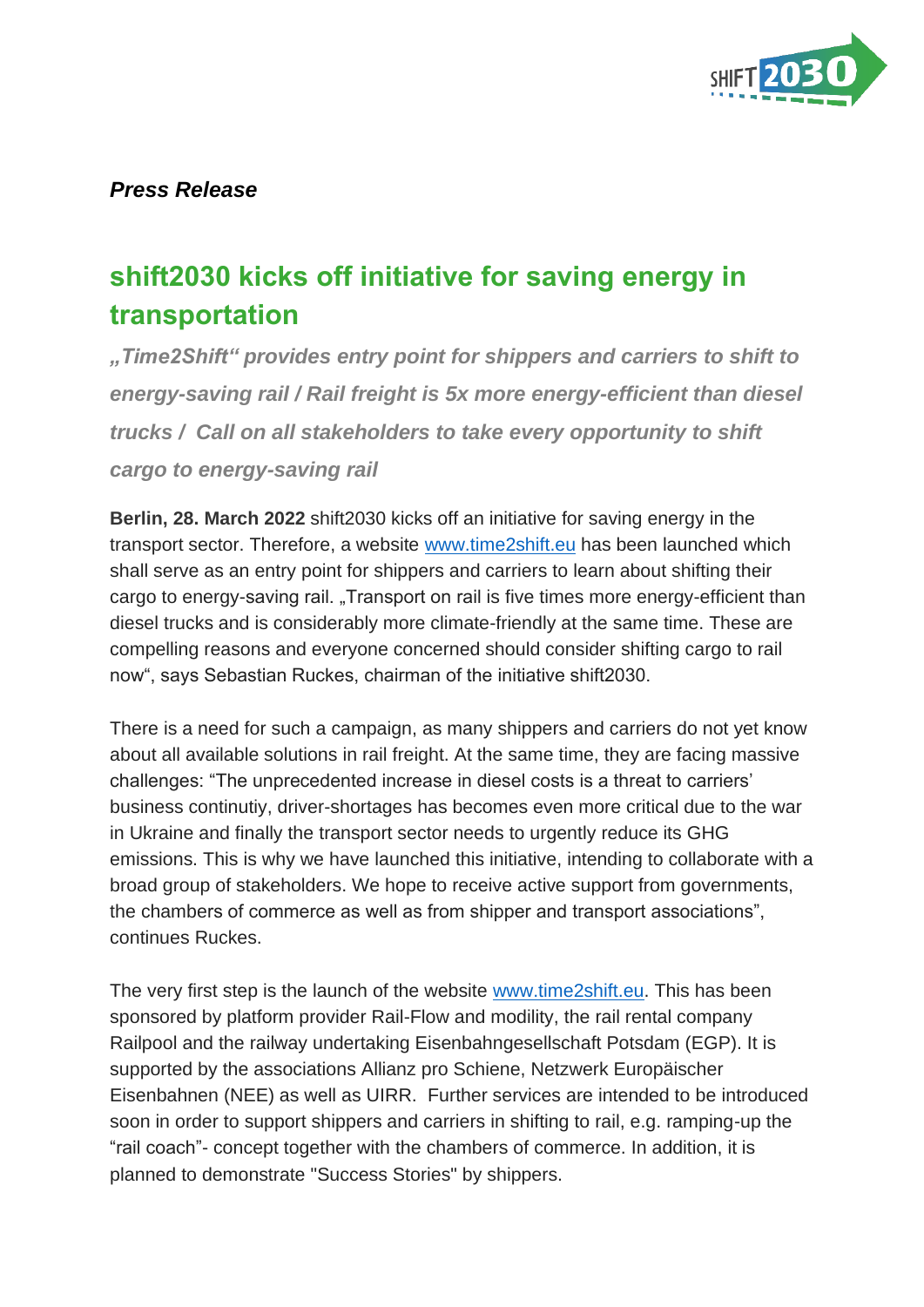*Press Release*

# shift2030 kicks off initiative for saving energy in transportation

***„Time2Shift“ provides entry point for shippers and carriers to shift to energy-saving rail / Rail freight is 5x more energy-efficient than diesel trucks / Call on all stakeholders to take every opportunity to shift cargo to energy-saving rail***

**Berlin, 28. March 2022** shift2030 kicks off an initiative for saving energy in the transport sector. Therefore, a website [www.time2shift.eu](http://www.time2shift.eu) has been launched which shall serve as an entry point for shippers and carriers to learn about shifting their cargo to energy-saving rail. „Transport on rail is five times more energy-efficient than diesel trucks and is considerably more climate-friendly at the same time. These are compelling reasons and everyone concerned should consider shifting cargo to rail now“, says Sebastian Ruckes, chairman of the initiative shift2030.

There is a need for such a campaign, as many shippers and carriers do not yet know about all available solutions in rail freight. At the same time, they are facing massive challenges: “The unprecedented increase in diesel costs is a threat to carriers' business continutiy, driver-shortages has becomes even more critical due to the war in Ukraine and finally the transport sector needs to urgently reduce its GHG emissions. This is why we have launched this initiative, intending to collaborate with a broad group of stakeholders. We hope to receive active support from governments, the chambers of commerce as well as from shipper and transport associations”, continues Ruckes.

The very first step is the launch of the website [www.time2shift.eu](http://www.time2shift.eu). This has been sponsored by platform provider Rail-Flow and modility, the rail rental company Railpool and the railway undertaking Eisenbahngesellschaft Potsdam (EGP). It is supported by the associations Allianz pro Schiene, Netzwerk Europäischer Eisenbahnen (NEE) as well as UIRR. Further services are intended to be introduced soon in order to support shippers and carriers in shifting to rail, e.g. ramping-up the “rail coach”- concept together with the chambers of commerce. In addition, it is planned to demonstrate "Success Stories" by shippers.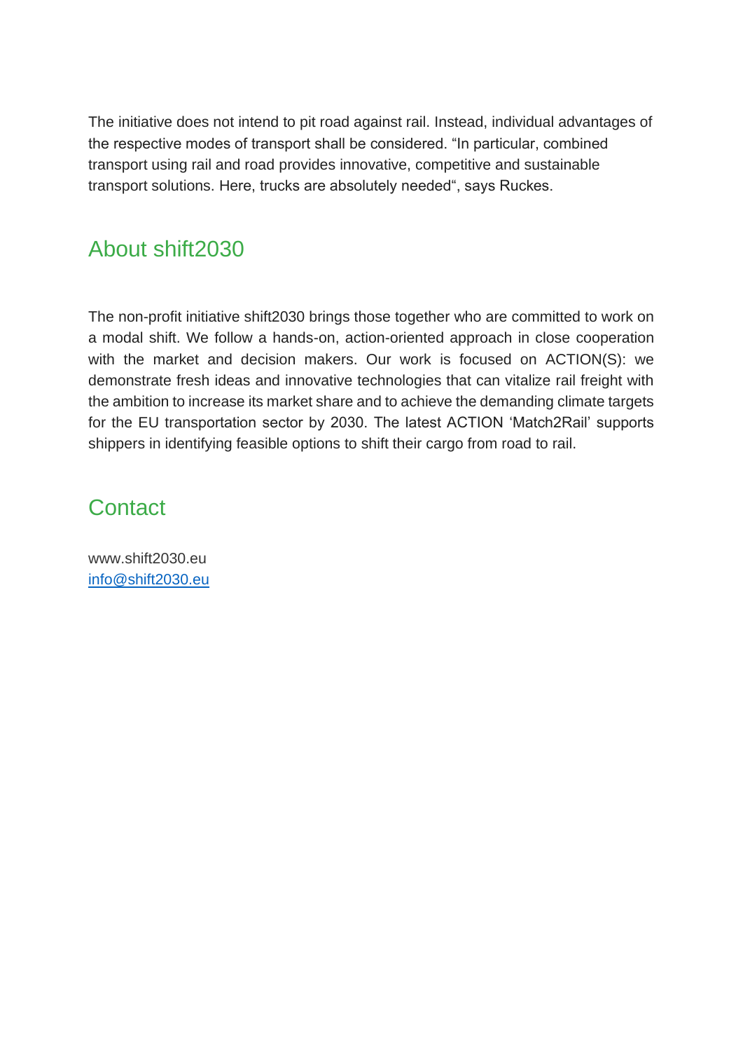The initiative does not intend to pit road against rail. Instead, individual advantages of the respective modes of transport shall be considered. "In particular, combined transport using rail and road provides innovative, competitive and sustainable transport solutions. Here, trucks are absolutely needed", says Ruckes.

## About shift2030

The non-profit initiative shift2030 brings those together who are committed to work on a modal shift. We follow a hands-on, action-oriented approach in close cooperation with the market and decision makers. Our work is focused on ACTION(S): we demonstrate fresh ideas and innovative technologies that can vitalize rail freight with the ambition to increase its market share and to achieve the demanding climate targets for the EU transportation sector by 2030. The latest ACTION 'Match2Rail' supports shippers in identifying feasible options to shift their cargo from road to rail.

## Contact

www.shift2030.eu
info@shift2030.eu